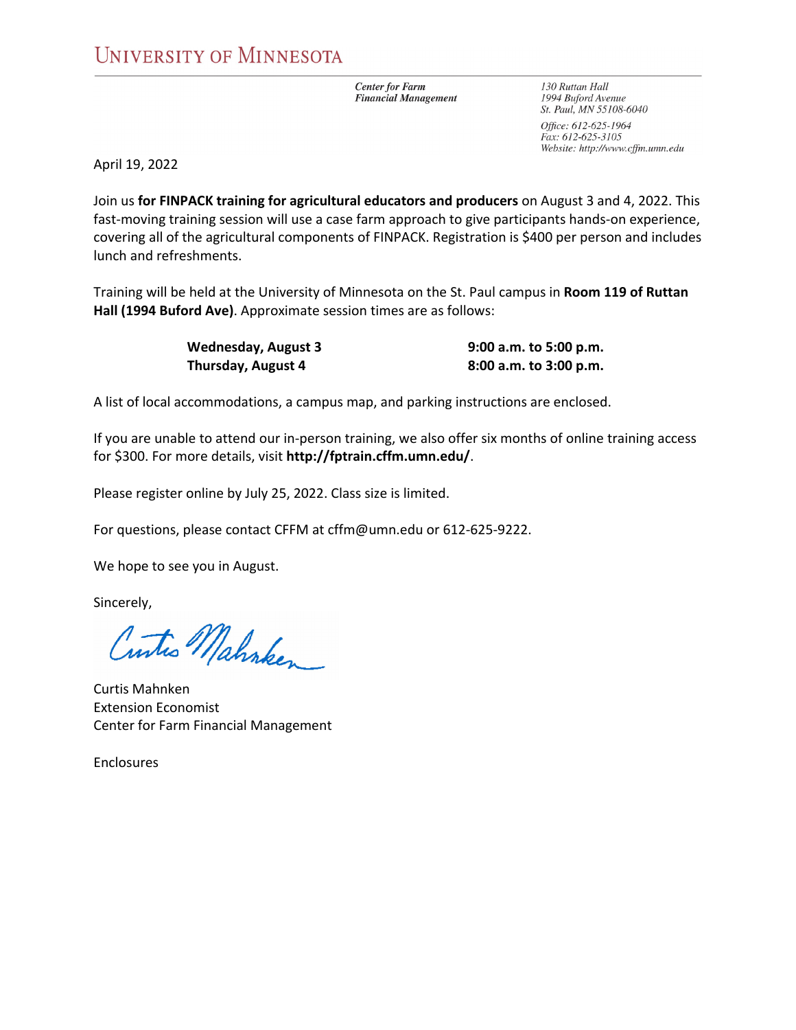UNIVERSITY OF MINNESOTA

*Center for Farm Financial Management*

*130 Ruttan Hall*
*1994 Buford Avenue*
*St. Paul, MN 55108-6040*

*Office: 612-625-1964*
*Fax: 612-625-3105*
*Website: http://www.cffm.umn.edu*

April 19, 2022

Join us **for FINPACK training for agricultural educators and producers** on August 3 and 4, 2022. This fast-moving training session will use a case farm approach to give participants hands-on experience, covering all of the agricultural components of FINPACK. Registration is $400 per person and includes lunch and refreshments.

Training will be held at the University of Minnesota on the St. Paul campus in **Room 119 of Ruttan Hall (1994 Buford Ave)**. Approximate session times are as follows:

| | |
|---|---|
| **Wednesday, August 3** | **9:00 a.m. to 5:00 p.m.** |
| **Thursday, August 4** | **8:00 a.m. to 3:00 p.m.** |

A list of local accommodations, a campus map, and parking instructions are enclosed.

If you are unable to attend our in-person training, we also offer six months of online training access for $300. For more details, visit **http://fptrain.cffm.umn.edu/**.

Please register online by July 25, 2022. Class size is limited.

For questions, please contact CFFM at cffm@umn.edu or 612-625-9222.

We hope to see you in August.

Sincerely,

Curtis Mahnken
Extension Economist
Center for Farm Financial Management

Enclosures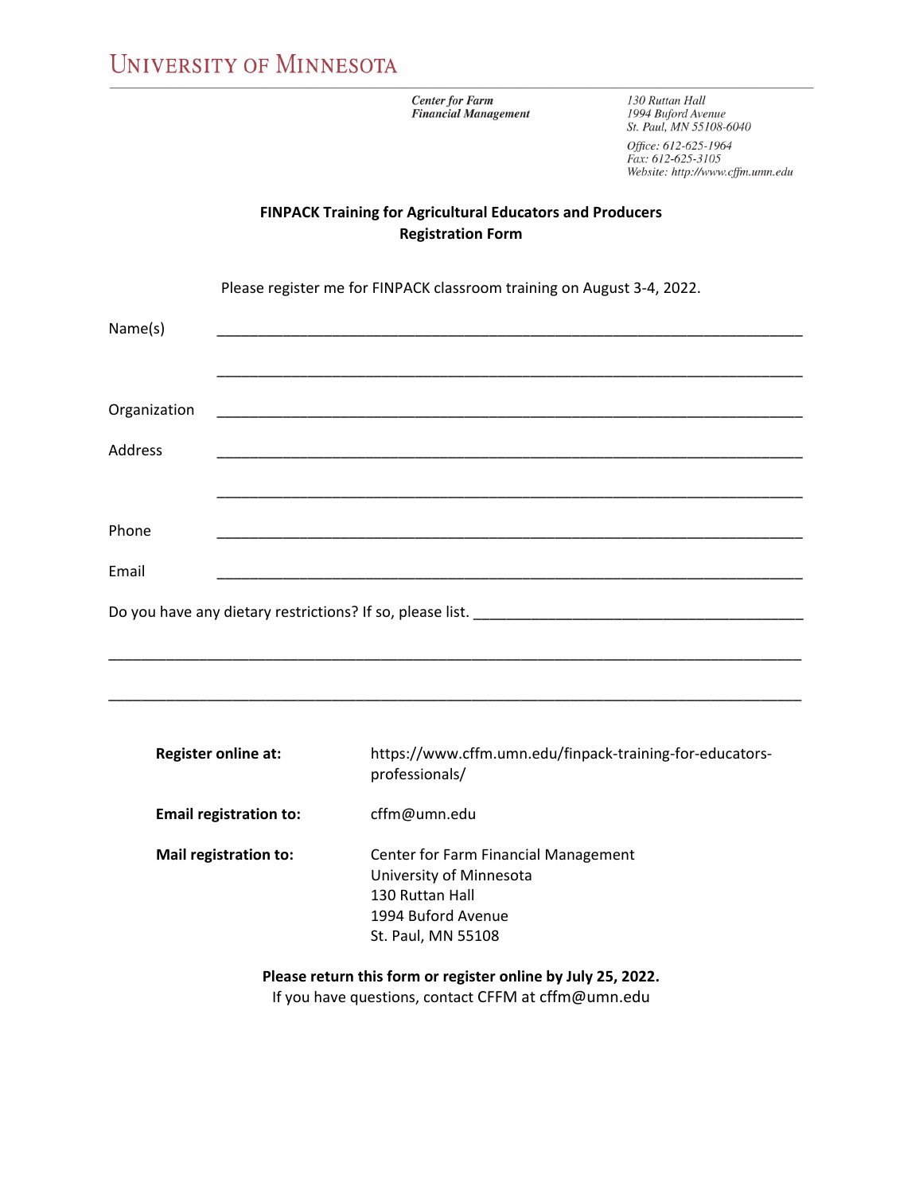UNIVERSITY OF MINNESOTA

*Center for Farm Financial Management*

*130 Ruttan Hall*
*1994 Buford Avenue*
*St. Paul, MN 55108-6040*

*Office: 612-625-1964*
*Fax: 612-625-3105*
*Website: http://www.cffm.umn.edu*

## FINPACK Training for Agricultural Educators and Producers
## Registration Form

Please register me for FINPACK classroom training on August 3-4, 2022.

Name(s) ______________________________________________________________________

______________________________________________________________________

Organization ______________________________________________________________________

Address ______________________________________________________________________

______________________________________________________________________

Phone ______________________________________________________________________

Email ______________________________________________________________________

Do you have any dietary restrictions? If so, please list. ________________________________________

______________________________________________________________________________

______________________________________________________________________________

| | |
|---|---|
| **Register online at:** | https://www.cffm.umn.edu/finpack-training-for-educators-professionals/ |
| **Email registration to:** | cffm@umn.edu |
| **Mail registration to:** | Center for Farm Financial Management<br>University of Minnesota<br>130 Ruttan Hall<br>1994 Buford Avenue<br>St. Paul, MN 55108 |

**Please return this form or register online by July 25, 2022.**
If you have questions, contact CFFM at cffm@umn.edu